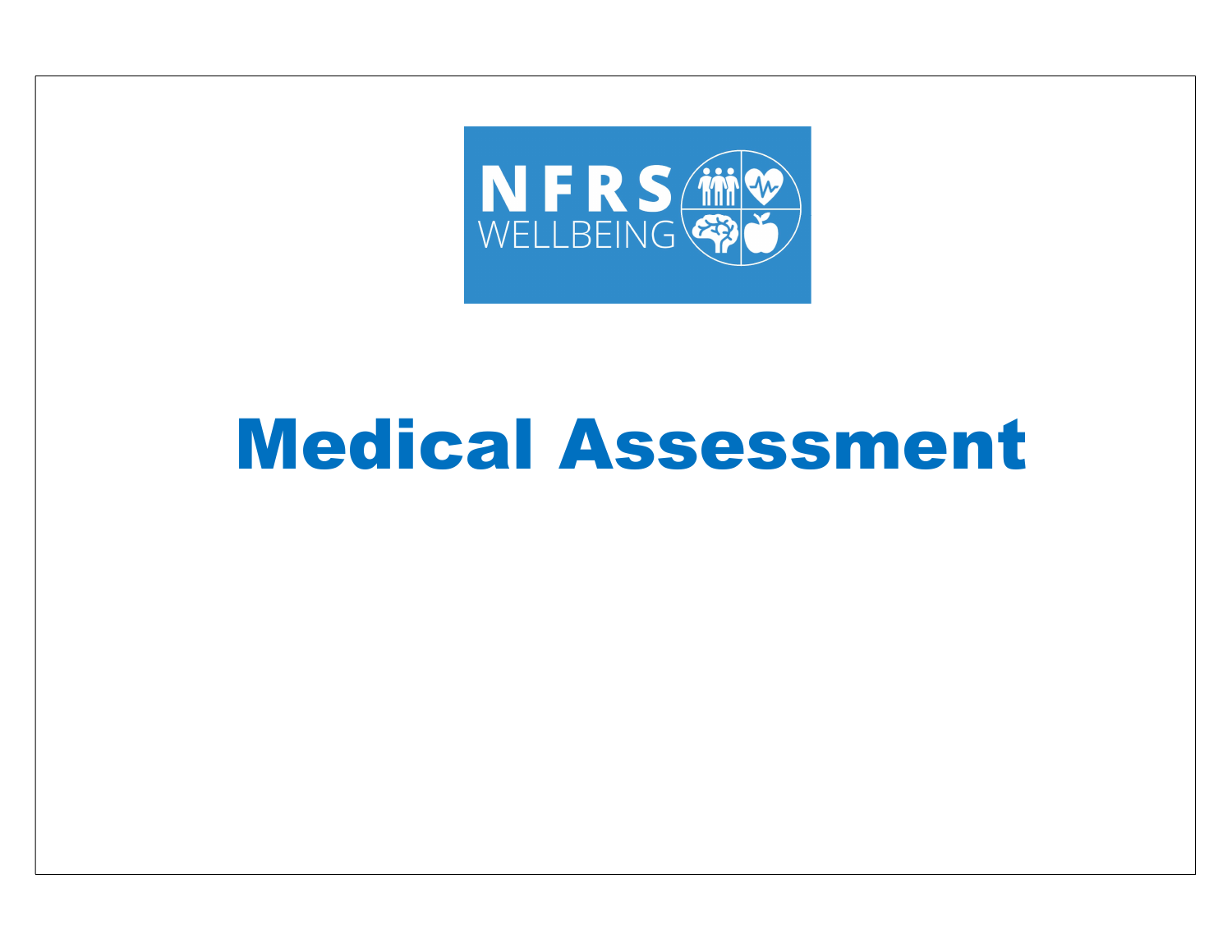NFRS WELLBEING

# Medical Assessment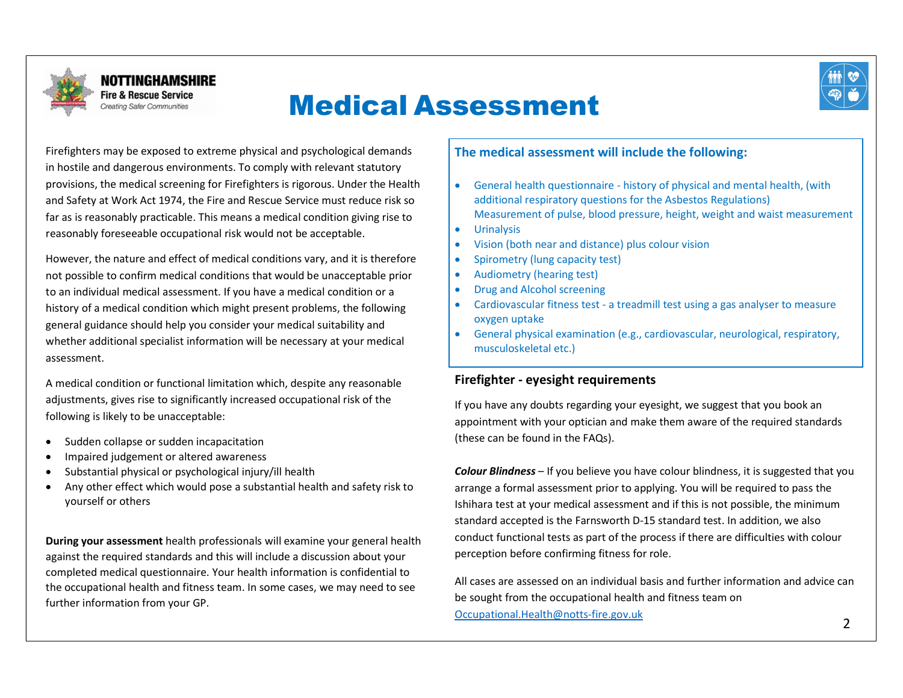NOTTINGHAMSHIRE
Fire & Rescue Service
Creating Safer Communities

# Medical Assessment

Firefighters may be exposed to extreme physical and psychological demands in hostile and dangerous environments. To comply with relevant statutory provisions, the medical screening for Firefighters is rigorous. Under the Health and Safety at Work Act 1974, the Fire and Rescue Service must reduce risk so far as is reasonably practicable. This means a medical condition giving rise to reasonably foreseeable occupational risk would not be acceptable.

However, the nature and effect of medical conditions vary, and it is therefore not possible to confirm medical conditions that would be unacceptable prior to an individual medical assessment. If you have a medical condition or a history of a medical condition which might present problems, the following general guidance should help you consider your medical suitability and whether additional specialist information will be necessary at your medical assessment.

A medical condition or functional limitation which, despite any reasonable adjustments, gives rise to significantly increased occupational risk of the following is likely to be unacceptable:

- Sudden collapse or sudden incapacitation
- Impaired judgement or altered awareness
- Substantial physical or psychological injury/ill health
- Any other effect which would pose a substantial health and safety risk to yourself or others

**During your assessment** health professionals will examine your general health against the required standards and this will include a discussion about your completed medical questionnaire. Your health information is confidential to the occupational health and fitness team. In some cases, we may need to see further information from your GP.

## The medical assessment will include the following:

- General health questionnaire - history of physical and mental health, (with additional respiratory questions for the Asbestos Regulations)
  Measurement of pulse, blood pressure, height, weight and waist measurement
- Urinalysis
- Vision (both near and distance) plus colour vision
- Spirometry (lung capacity test)
- Audiometry (hearing test)
- Drug and Alcohol screening
- Cardiovascular fitness test - a treadmill test using a gas analyser to measure oxygen uptake
- General physical examination (e.g., cardiovascular, neurological, respiratory, musculoskeletal etc.)

## Firefighter - eyesight requirements

If you have any doubts regarding your eyesight, we suggest that you book an appointment with your optician and make them aware of the required standards (these can be found in the FAQs).

***Colour Blindness*** – If you believe you have colour blindness, it is suggested that you arrange a formal assessment prior to applying. You will be required to pass the Ishihara test at your medical assessment and if this is not possible, the minimum standard accepted is the Farnsworth D-15 standard test. In addition, we also conduct functional tests as part of the process if there are difficulties with colour perception before confirming fitness for role.

All cases are assessed on an individual basis and further information and advice can be sought from the occupational health and fitness team on Occupational.Health@notts-fire.gov.uk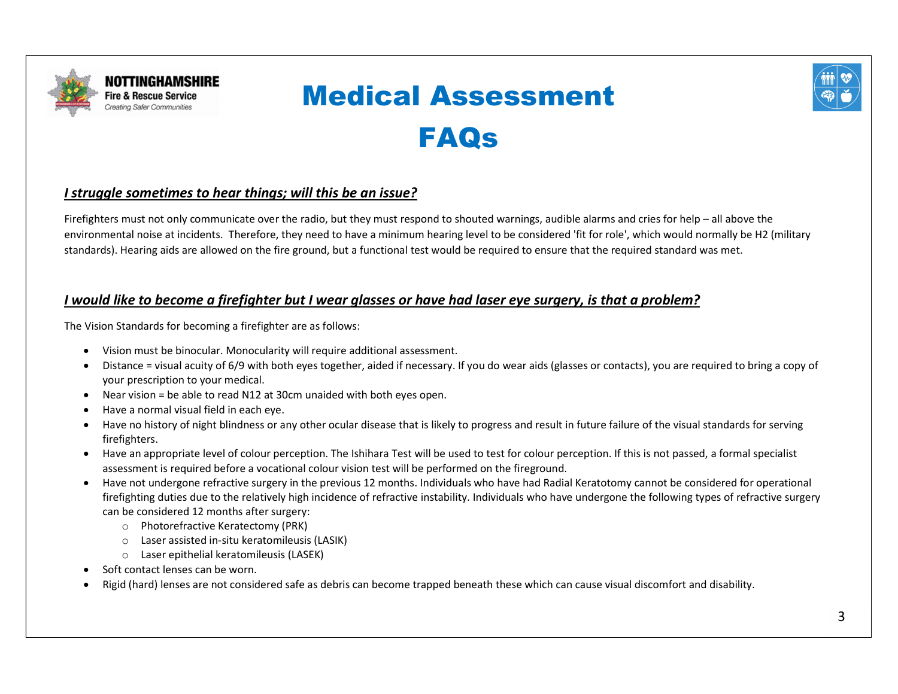# Medical Assessment FAQs

***I struggle sometimes to hear things; will this be an issue?***

Firefighters must not only communicate over the radio, but they must respond to shouted warnings, audible alarms and cries for help – all above the environmental noise at incidents. Therefore, they need to have a minimum hearing level to be considered 'fit for role', which would normally be H2 (military standards). Hearing aids are allowed on the fire ground, but a functional test would be required to ensure that the required standard was met.

***I would like to become a firefighter but I wear glasses or have had laser eye surgery, is that a problem?***

The Vision Standards for becoming a firefighter are as follows:

- Vision must be binocular. Monocularity will require additional assessment.
- Distance = visual acuity of 6/9 with both eyes together, aided if necessary. If you do wear aids (glasses or contacts), you are required to bring a copy of your prescription to your medical.
- Near vision = be able to read N12 at 30cm unaided with both eyes open.
- Have a normal visual field in each eye.
- Have no history of night blindness or any other ocular disease that is likely to progress and result in future failure of the visual standards for serving firefighters.
- Have an appropriate level of colour perception. The Ishihara Test will be used to test for colour perception. If this is not passed, a formal specialist assessment is required before a vocational colour vision test will be performed on the fireground.
- Have not undergone refractive surgery in the previous 12 months. Individuals who have had Radial Keratotomy cannot be considered for operational firefighting duties due to the relatively high incidence of refractive instability. Individuals who have undergone the following types of refractive surgery can be considered 12 months after surgery:
  - Photorefractive Keratectomy (PRK)
  - Laser assisted in-situ keratomileusis (LASIK)
  - Laser epithelial keratomileusis (LASEK)
- Soft contact lenses can be worn.
- Rigid (hard) lenses are not considered safe as debris can become trapped beneath these which can cause visual discomfort and disability.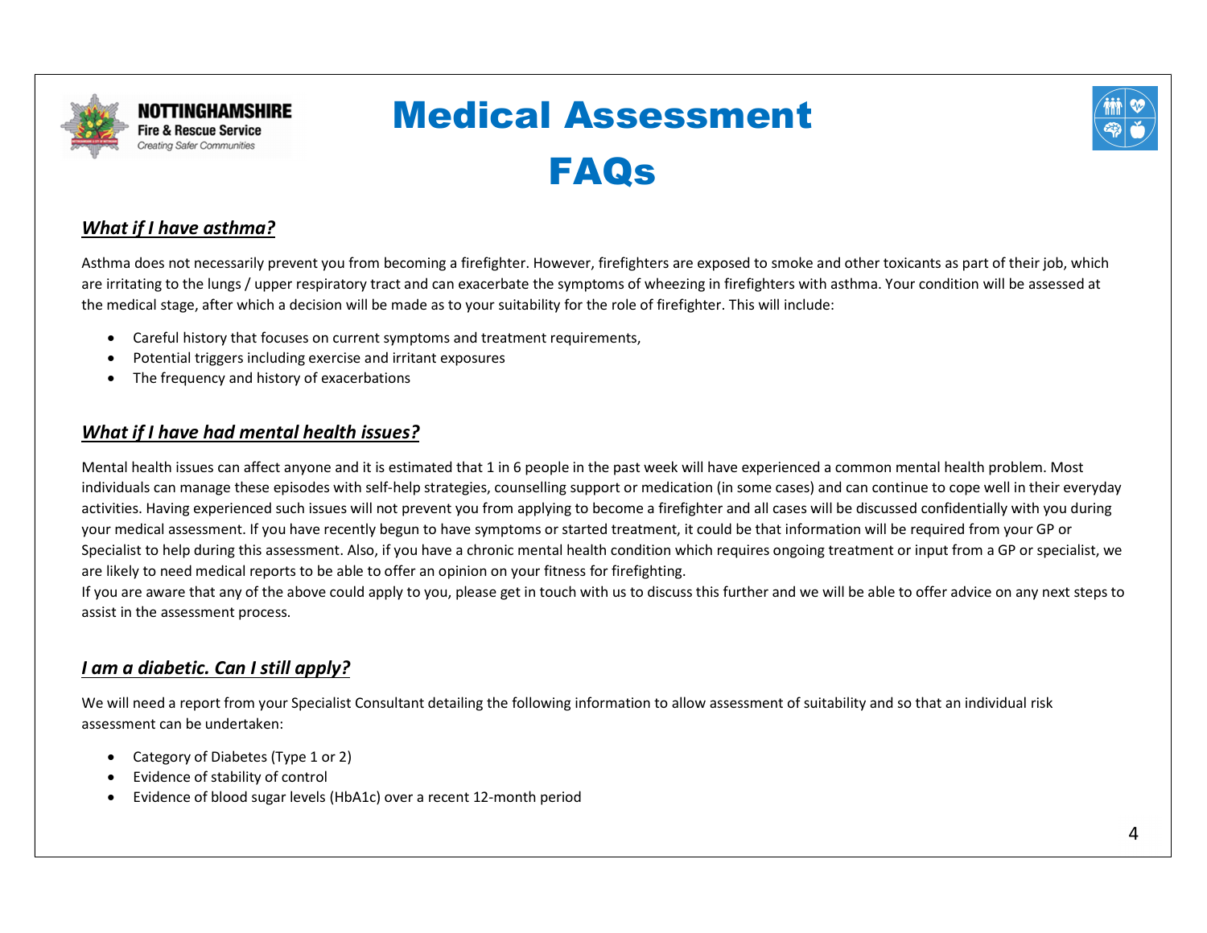# Medical Assessment FAQs

## *What if I have asthma?*

Asthma does not necessarily prevent you from becoming a firefighter. However, firefighters are exposed to smoke and other toxicants as part of their job, which are irritating to the lungs / upper respiratory tract and can exacerbate the symptoms of wheezing in firefighters with asthma. Your condition will be assessed at the medical stage, after which a decision will be made as to your suitability for the role of firefighter. This will include:

- Careful history that focuses on current symptoms and treatment requirements,
- Potential triggers including exercise and irritant exposures
- The frequency and history of exacerbations

## *What if I have had mental health issues?*

Mental health issues can affect anyone and it is estimated that 1 in 6 people in the past week will have experienced a common mental health problem. Most individuals can manage these episodes with self-help strategies, counselling support or medication (in some cases) and can continue to cope well in their everyday activities. Having experienced such issues will not prevent you from applying to become a firefighter and all cases will be discussed confidentially with you during your medical assessment. If you have recently begun to have symptoms or started treatment, it could be that information will be required from your GP or Specialist to help during this assessment. Also, if you have a chronic mental health condition which requires ongoing treatment or input from a GP or specialist, we are likely to need medical reports to be able to offer an opinion on your fitness for firefighting.
If you are aware that any of the above could apply to you, please get in touch with us to discuss this further and we will be able to offer advice on any next steps to assist in the assessment process.

## *I am a diabetic. Can I still apply?*

We will need a report from your Specialist Consultant detailing the following information to allow assessment of suitability and so that an individual risk assessment can be undertaken:

- Category of Diabetes (Type 1 or 2)
- Evidence of stability of control
- Evidence of blood sugar levels (HbA1c) over a recent 12-month period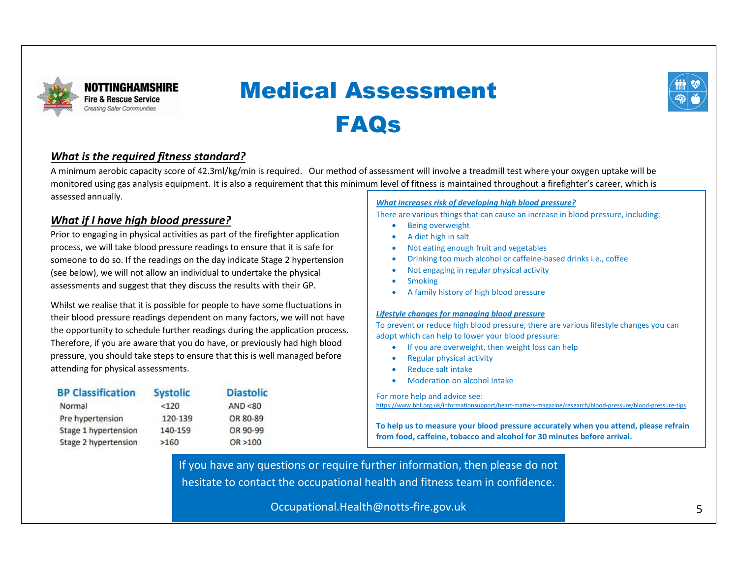NOTTINGHAMSHIRE
Fire & Rescue Service
Creating Safer Communities

# Medical Assessment FAQs

## *What is the required fitness standard?*

A minimum aerobic capacity score of 42.3ml/kg/min is required. Our method of assessment will involve a treadmill test where your oxygen uptake will be monitored using gas analysis equipment. It is also a requirement that this minimum level of fitness is maintained throughout a firefighter's career, which is assessed annually.

## *What if I have high blood pressure?*

Prior to engaging in physical activities as part of the firefighter application process, we will take blood pressure readings to ensure that it is safe for someone to do so. If the readings on the day indicate Stage 2 hypertension (see below), we will not allow an individual to undertake the physical assessments and suggest that they discuss the results with their GP.

Whilst we realise that it is possible for people to have some fluctuations in their blood pressure readings dependent on many factors, we will not have the opportunity to schedule further readings during the application process. Therefore, if you are aware that you do have, or previously had high blood pressure, you should take steps to ensure that this is well managed before attending for physical assessments.

| BP Classification | Systolic | Diastolic |
|---|---|---|
| Normal | <120 | AND <80 |
| Pre hypertension | 120-139 | OR 80-89 |
| Stage 1 hypertension | 140-159 | OR 90-99 |
| Stage 2 hypertension | >160 | OR >100 |

### *What increases risk of developing high blood pressure?*

There are various things that can cause an increase in blood pressure, including:

- Being overweight
- A diet high in salt
- Not eating enough fruit and vegetables
- Drinking too much alcohol or caffeine-based drinks i.e., coffee
- Not engaging in regular physical activity
- Smoking
- A family history of high blood pressure

### *Lifestyle changes for managing blood pressure*

To prevent or reduce high blood pressure, there are various lifestyle changes you can adopt which can help to lower your blood pressure:

- If you are overweight, then weight loss can help
- Regular physical activity
- Reduce salt intake
- Moderation on alcohol Intake

For more help and advice see:
https://www.bhf.org.uk/informationsupport/heart-matters-magazine/research/blood-pressure/blood-pressure-tips

**To help us to measure your blood pressure accurately when you attend, please refrain from food, caffeine, tobacco and alcohol for 30 minutes before arrival.**

If you have any questions or require further information, then please do not hesitate to contact the occupational health and fitness team in confidence.

Occupational.Health@notts-fire.gov.uk